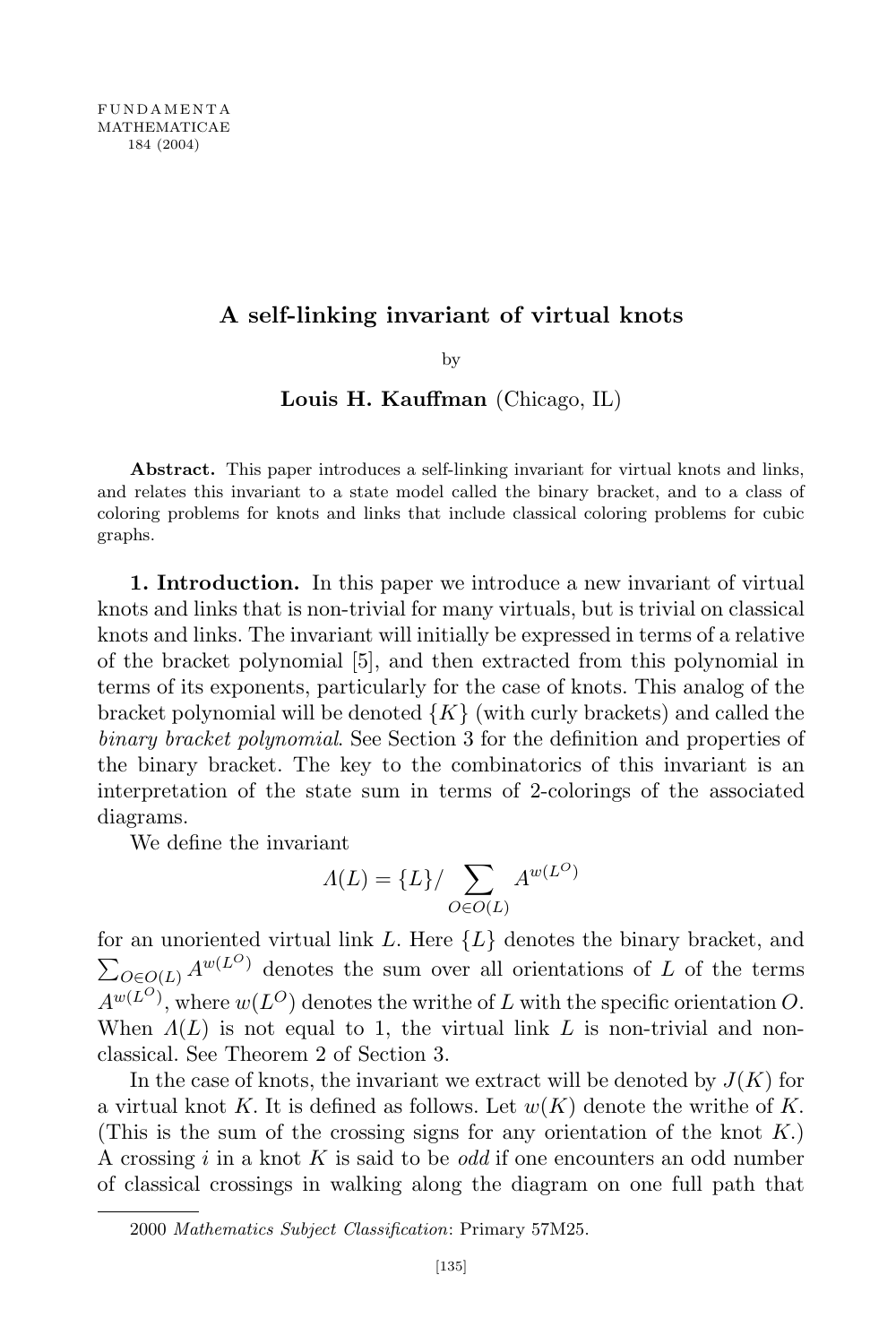# A self-linking invariant of virtual knots

by

**Louis H. Kauffman** (Chicago, IL)

**Abstract.** This paper introduces a self-linking invariant for virtual knots and links, and relates this invariant to a state model called the binary bracket, and to a class of coloring problems for knots and links that include classical coloring problems for cubic graphs.

**1. Introduction.** In this paper we introduce a new invariant of virtual knots and links that is non-trivial for many virtuals, but is trivial on classical knots and links. The invariant will initially be expressed in terms of a relative of the bracket polynomial [5], and then extracted from this polynomial in terms of its exponents, particularly for the case of knots. This analog of the bracket polynomial will be denoted $\{K\}$ (with curly brackets) and called the *binary bracket polynomial*. See Section 3 for the definition and properties of the binary bracket. The key to the combinatorics of this invariant is an interpretation of the state sum in terms of 2-colorings of the associated diagrams.

We define the invariant

$$\Lambda(L) = \{L\} / \sum_{O \in O(L)} A^{w(L^O)}$$

for an unoriented virtual link $L$. Here $\{L\}$ denotes the binary bracket, and $\sum_{O \in O(L)} A^{w(L^O)}$ denotes the sum over all orientations of $L$ of the terms $A^{w(L^O)}$, where $w(L^O)$ denotes the writhe of $L$ with the specific orientation $O$. When $\Lambda(L)$ is not equal to 1, the virtual link $L$ is non-trivial and non-classical. See Theorem 2 of Section 3.

In the case of knots, the invariant we extract will be denoted by $J(K)$ for a virtual knot $K$. It is defined as follows. Let $w(K)$ denote the writhe of $K$. (This is the sum of the crossing signs for any orientation of the knot $K$.) A crossing $i$ in a knot $K$ is said to be *odd* if one encounters an odd number of classical crossings in walking along the diagram on one full path that

2000 *Mathematics Subject Classification*: Primary 57M25.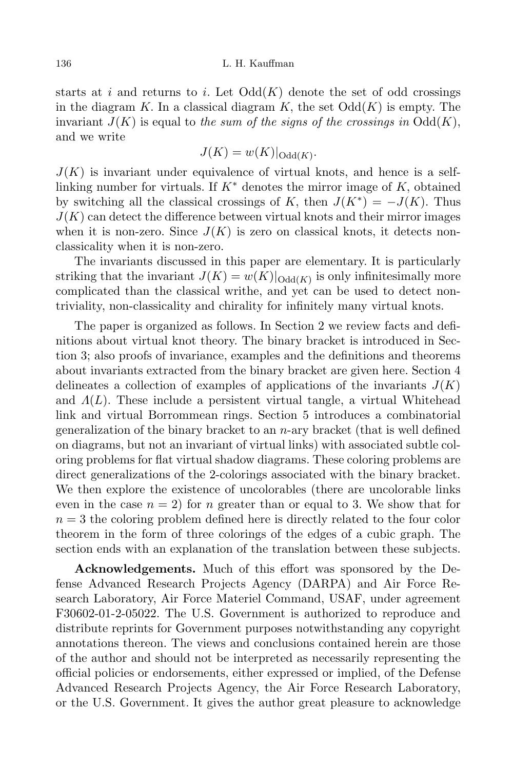starts at $i$ and returns to $i$. Let $\mathrm{Odd}(K)$ denote the set of odd crossings in the diagram $K$. In a classical diagram $K$, the set $\mathrm{Odd}(K)$ is empty. The invariant $J(K)$ is equal to *the sum of the signs of the crossings in* $\mathrm{Odd}(K)$, and we write

$$J(K) = w(K)|_{\mathrm{Odd}(K)}.$$

$J(K)$ is invariant under equivalence of virtual knots, and hence is a self-linking number for virtuals. If $K^*$ denotes the mirror image of $K$, obtained by switching all the classical crossings of $K$, then $J(K^*) = -J(K)$. Thus $J(K)$ can detect the difference between virtual knots and their mirror images when it is non-zero. Since $J(K)$ is zero on classical knots, it detects non-classicality when it is non-zero.

The invariants discussed in this paper are elementary. It is particularly striking that the invariant $J(K) = w(K)|_{\mathrm{Odd}(K)}$ is only infinitesimally more complicated than the classical writhe, and yet can be used to detect non-triviality, non-classicality and chirality for infinitely many virtual knots.

The paper is organized as follows. In Section 2 we review facts and definitions about virtual knot theory. The binary bracket is introduced in Section 3; also proofs of invariance, examples and the definitions and theorems about invariants extracted from the binary bracket are given here. Section 4 delineates a collection of examples of applications of the invariants $J(K)$ and $\Lambda(L)$. These include a persistent virtual tangle, a virtual Whitehead link and virtual Borrommean rings. Section 5 introduces a combinatorial generalization of the binary bracket to an $n$-ary bracket (that is well defined on diagrams, but not an invariant of virtual links) with associated subtle coloring problems for flat virtual shadow diagrams. These coloring problems are direct generalizations of the 2-colorings associated with the binary bracket. We then explore the existence of uncolorables (there are uncolorable links even in the case $n = 2$) for $n$ greater than or equal to 3. We show that for $n = 3$ the coloring problem defined here is directly related to the four color theorem in the form of three colorings of the edges of a cubic graph. The section ends with an explanation of the translation between these subjects.

**Acknowledgements.** Much of this effort was sponsored by the Defense Advanced Research Projects Agency (DARPA) and Air Force Research Laboratory, Air Force Materiel Command, USAF, under agreement F30602-01-2-05022. The U.S. Government is authorized to reproduce and distribute reprints for Government purposes notwithstanding any copyright annotations thereon. The views and conclusions contained herein are those of the author and should not be interpreted as necessarily representing the official policies or endorsements, either expressed or implied, of the Defense Advanced Research Projects Agency, the Air Force Research Laboratory, or the U.S. Government. It gives the author great pleasure to acknowledge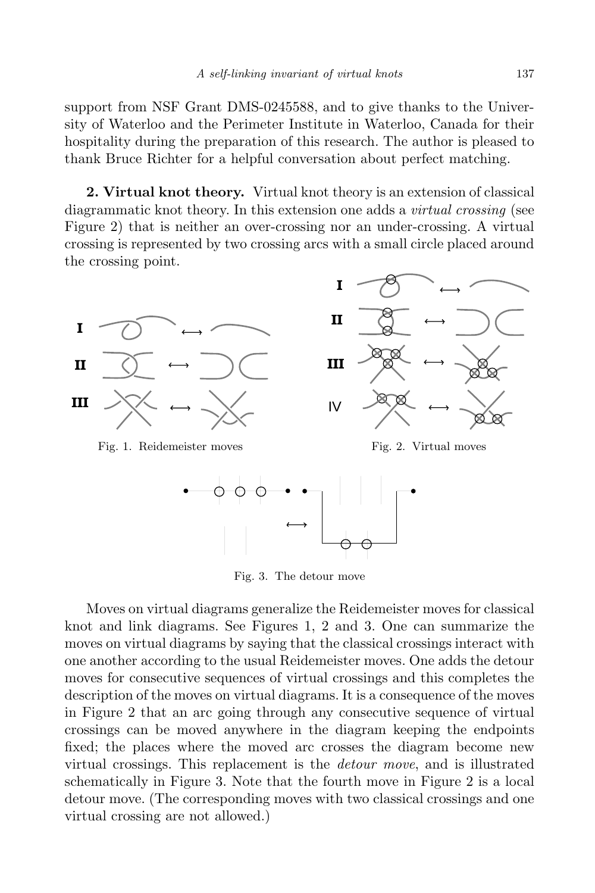support from NSF Grant DMS-0245588, and to give thanks to the University of Waterloo and the Perimeter Institute in Waterloo, Canada for their hospitality during the preparation of this research. The author is pleased to thank Bruce Richter for a helpful conversation about perfect matching.

**2. Virtual knot theory.** Virtual knot theory is an extension of classical diagrammatic knot theory. In this extension one adds a *virtual crossing* (see Figure 2) that is neither an over-crossing nor an under-crossing. A virtual crossing is represented by two crossing arcs with a small circle placed around the crossing point.

Fig. 1. Reidemeister moves

Fig. 2. Virtual moves

Fig. 3. The detour move

Moves on virtual diagrams generalize the Reidemeister moves for classical knot and link diagrams. See Figures 1, 2 and 3. One can summarize the moves on virtual diagrams by saying that the classical crossings interact with one another according to the usual Reidemeister moves. One adds the detour moves for consecutive sequences of virtual crossings and this completes the description of the moves on virtual diagrams. It is a consequence of the moves in Figure 2 that an arc going through any consecutive sequence of virtual crossings can be moved anywhere in the diagram keeping the endpoints fixed; the places where the moved arc crosses the diagram become new virtual crossings. This replacement is the *detour move*, and is illustrated schematically in Figure 3. Note that the fourth move in Figure 2 is a local detour move. (The corresponding moves with two classical crossings and one virtual crossing are not allowed.)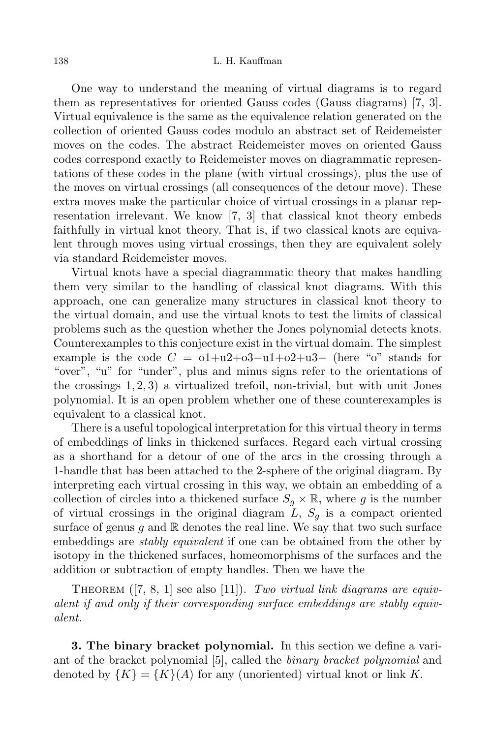One way to understand the meaning of virtual diagrams is to regard them as representatives for oriented Gauss codes (Gauss diagrams) [7, 3]. Virtual equivalence is the same as the equivalence relation generated on the collection of oriented Gauss codes modulo an abstract set of Reidemeister moves on the codes. The abstract Reidemeister moves on oriented Gauss codes correspond exactly to Reidemeister moves on diagrammatic representations of these codes in the plane (with virtual crossings), plus the use of the moves on virtual crossings (all consequences of the detour move). These extra moves make the particular choice of virtual crossings in a planar representation irrelevant. We know [7, 3] that classical knot theory embeds faithfully in virtual knot theory. That is, if two classical knots are equivalent through moves using virtual crossings, then they are equivalent solely via standard Reidemeister moves.

Virtual knots have a special diagrammatic theory that makes handling them very similar to the handling of classical knot diagrams. With this approach, one can generalize many structures in classical knot theory to the virtual domain, and use the virtual knots to test the limits of classical problems such as the question whether the Jones polynomial detects knots. Counterexamples to this conjecture exist in the virtual domain. The simplest example is the code $C = \mathrm{o1{+}u2{+}o3{-}u1{+}o2{+}u3{-}}$ (here "o" stands for "over", "u" for "under", plus and minus signs refer to the orientations of the crossings $1, 2, 3$) a virtualized trefoil, non-trivial, but with unit Jones polynomial. It is an open problem whether one of these counterexamples is equivalent to a classical knot.

There is a useful topological interpretation for this virtual theory in terms of embeddings of links in thickened surfaces. Regard each virtual crossing as a shorthand for a detour of one of the arcs in the crossing through a 1-handle that has been attached to the 2-sphere of the original diagram. By interpreting each virtual crossing in this way, we obtain an embedding of a collection of circles into a thickened surface $S_g \times \mathbb{R}$, where $g$ is the number of virtual crossings in the original diagram $L$, $S_g$ is a compact oriented surface of genus $g$ and $\mathbb{R}$ denotes the real line. We say that two such surface embeddings are *stably equivalent* if one can be obtained from the other by isotopy in the thickened surfaces, homeomorphisms of the surfaces and the addition or subtraction of empty handles. Then we have the

THEOREM ([7, 8, 1] see also [11]). *Two virtual link diagrams are equivalent if and only if their corresponding surface embeddings are stably equivalent.*

**3. The binary bracket polynomial.** In this section we define a variant of the bracket polynomial [5], called the *binary bracket polynomial* and denoted by $\{K\} = \{K\}(A)$ for any (unoriented) virtual knot or link $K$.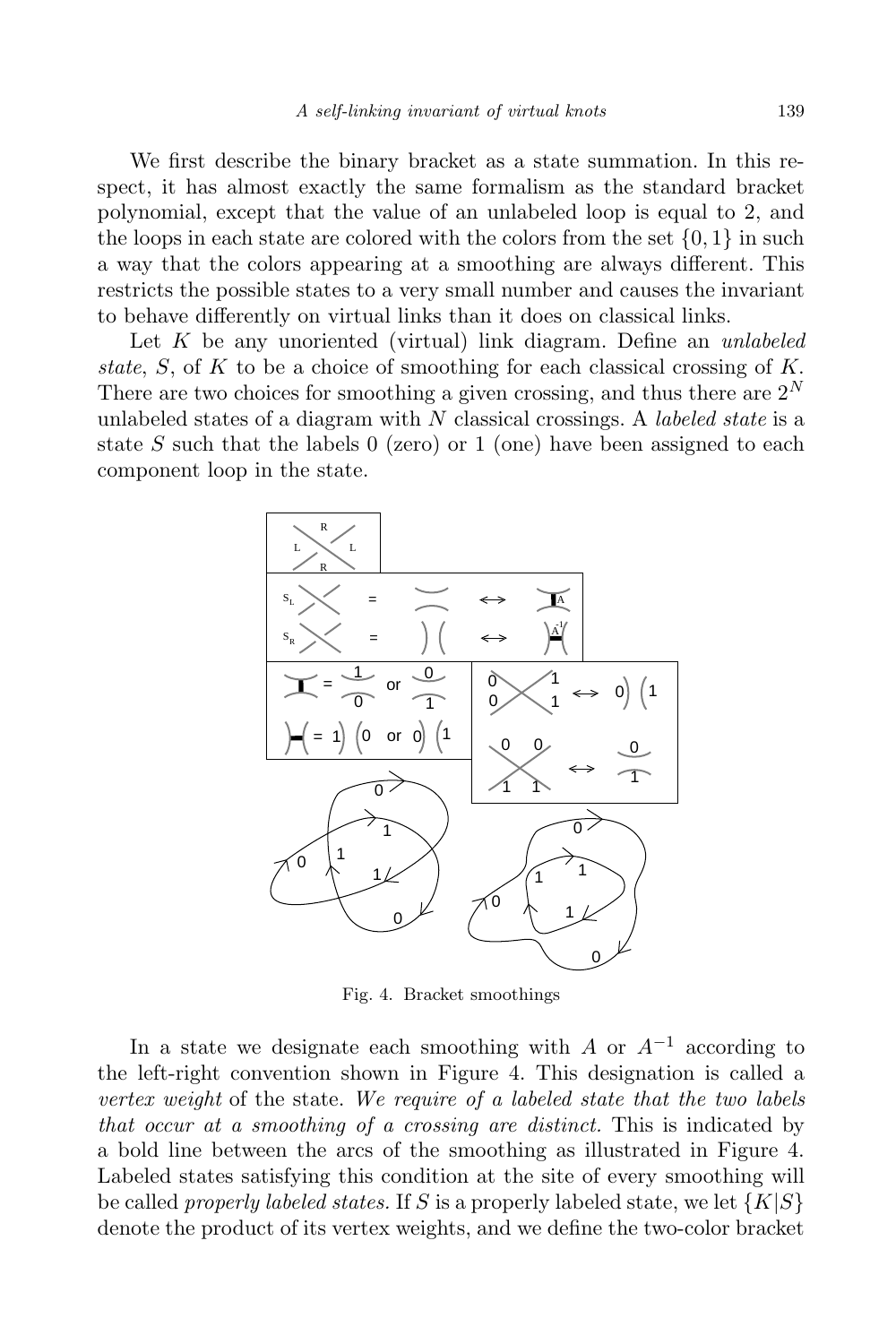We first describe the binary bracket as a state summation. In this respect, it has almost exactly the same formalism as the standard bracket polynomial, except that the value of an unlabeled loop is equal to 2, and the loops in each state are colored with the colors from the set $\{0, 1\}$ in such a way that the colors appearing at a smoothing are always different. This restricts the possible states to a very small number and causes the invariant to behave differently on virtual links than it does on classical links.

Let $K$ be any unoriented (virtual) link diagram. Define an *unlabeled state*, $S$, of $K$ to be a choice of smoothing for each classical crossing of $K$. There are two choices for smoothing a given crossing, and thus there are $2^N$ unlabeled states of a diagram with $N$ classical crossings. A *labeled state* is a state $S$ such that the labels 0 (zero) or 1 (one) have been assigned to each component loop in the state.

Fig. 4. Bracket smoothings

In a state we designate each smoothing with $A$ or $A^{-1}$ according to the left-right convention shown in Figure 4. This designation is called a *vertex weight* of the state. *We require of a labeled state that the two labels that occur at a smoothing of a crossing are distinct.* This is indicated by a bold line between the arcs of the smoothing as illustrated in Figure 4. Labeled states satisfying this condition at the site of every smoothing will be called *properly labeled states.* If $S$ is a properly labeled state, we let $\{K|S\}$ denote the product of its vertex weights, and we define the two-color bracket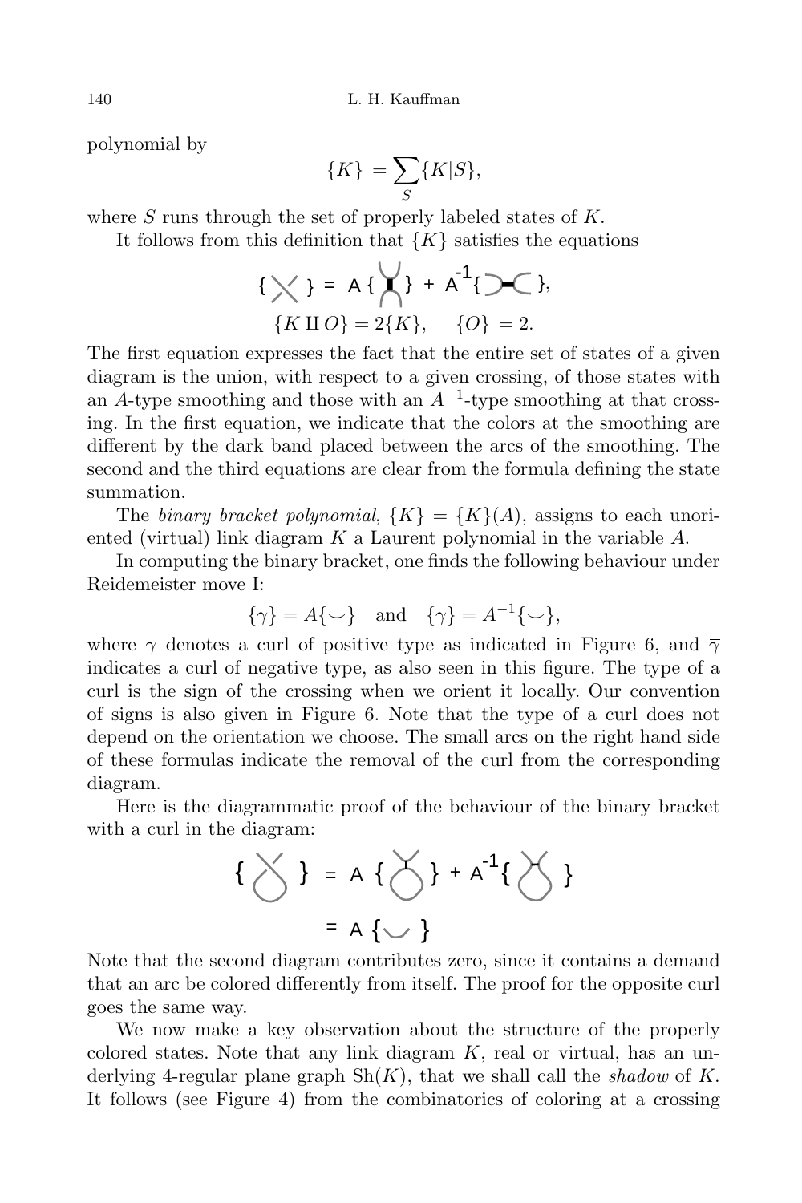polynomial by

$$\{K\} = \sum_S \{K|S\},$$

where $S$ runs through the set of properly labeled states of $K$.

It follows from this definition that $\{K\}$ satisfies the equations

$$\{ \times \} = A\{ \asymp \} + A^{-1}\{ )( \},$$

$$\{K \amalg O\} = 2\{K\}, \quad \{O\} = 2.$$

The first equation expresses the fact that the entire set of states of a given diagram is the union, with respect to a given crossing, of those states with an $A$-type smoothing and those with an $A^{-1}$-type smoothing at that crossing. In the first equation, we indicate that the colors at the smoothing are different by the dark band placed between the arcs of the smoothing. The second and the third equations are clear from the formula defining the state summation.

The *binary bracket polynomial*, $\{K\} = \{K\}(A)$, assigns to each unoriented (virtual) link diagram $K$ a Laurent polynomial in the variable $A$.

In computing the binary bracket, one finds the following behaviour under Reidemeister move I:

$$\{\gamma\} = A\{\smile\} \quad \text{and} \quad \{\overline{\gamma}\} = A^{-1}\{\smile\},$$

where $\gamma$ denotes a curl of positive type as indicated in Figure 6, and $\overline{\gamma}$ indicates a curl of negative type, as also seen in this figure. The type of a curl is the sign of the crossing when we orient it locally. Our convention of signs is also given in Figure 6. Note that the type of a curl does not depend on the orientation we choose. The small arcs on the right hand side of these formulas indicate the removal of the curl from the corresponding diagram.

Here is the diagrammatic proof of the behaviour of the binary bracket with a curl in the diagram:

$$\{ \gamma \} = A\{ \cdot \} + A^{-1}\{ \cdot \}$$

$$= A\{\smile\}$$

Note that the second diagram contributes zero, since it contains a demand that an arc be colored differently from itself. The proof for the opposite curl goes the same way.

We now make a key observation about the structure of the properly colored states. Note that any link diagram $K$, real or virtual, has an underlying 4-regular plane graph $\mathrm{Sh}(K)$, that we shall call the *shadow* of $K$. It follows (see Figure 4) from the combinatorics of coloring at a crossing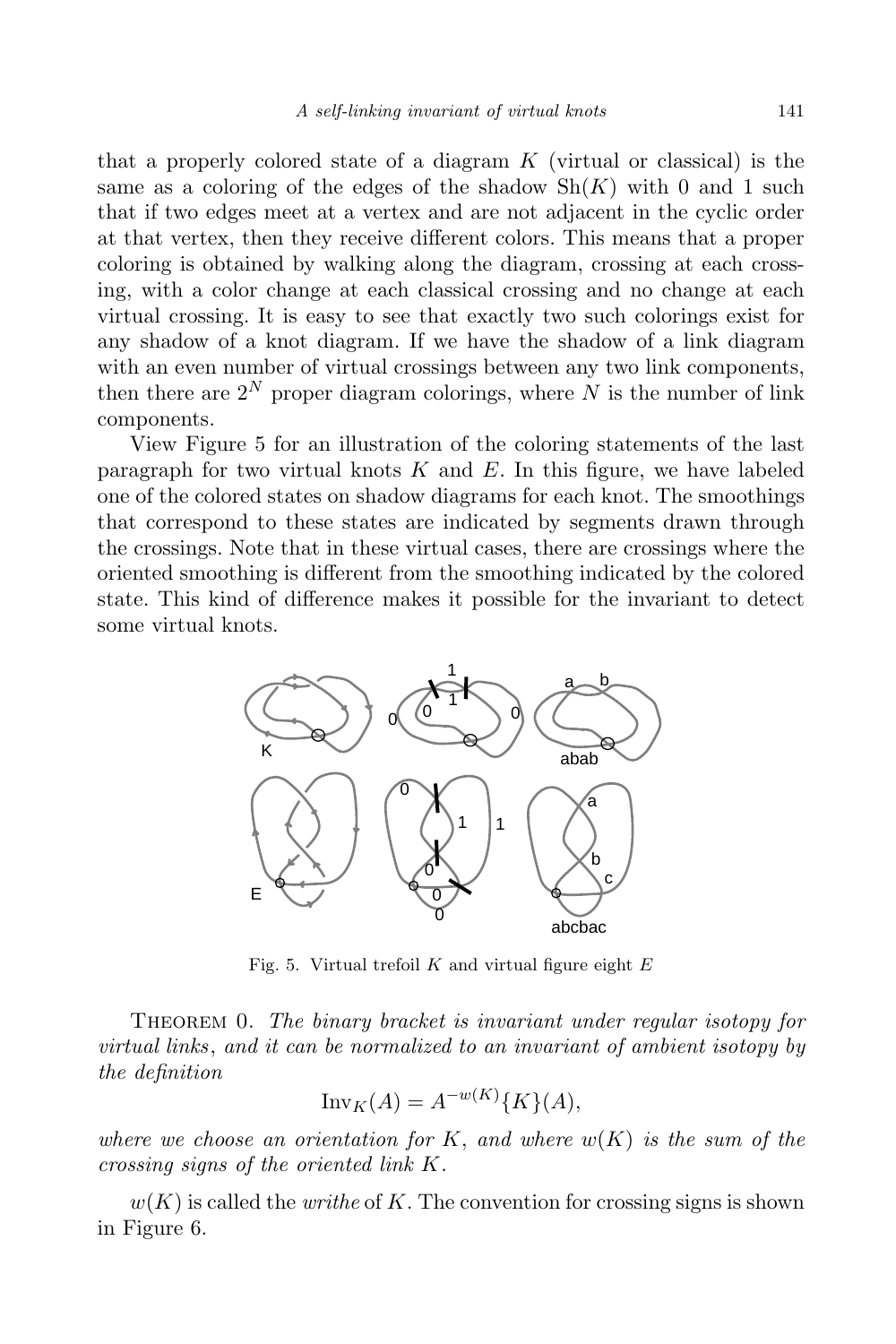that a properly colored state of a diagram $K$ (virtual or classical) is the same as a coloring of the edges of the shadow $\mathrm{Sh}(K)$ with 0 and 1 such that if two edges meet at a vertex and are not adjacent in the cyclic order at that vertex, then they receive different colors. This means that a proper coloring is obtained by walking along the diagram, crossing at each crossing, with a color change at each classical crossing and no change at each virtual crossing. It is easy to see that exactly two such colorings exist for any shadow of a knot diagram. If we have the shadow of a link diagram with an even number of virtual crossings between any two link components, then there are $2^N$ proper diagram colorings, where $N$ is the number of link components.

View Figure 5 for an illustration of the coloring statements of the last paragraph for two virtual knots $K$ and $E$. In this figure, we have labeled one of the colored states on shadow diagrams for each knot. The smoothings that correspond to these states are indicated by segments drawn through the crossings. Note that in these virtual cases, there are crossings where the oriented smoothing is different from the smoothing indicated by the colored state. This kind of difference makes it possible for the invariant to detect some virtual knots.

Fig. 5. Virtual trefoil $K$ and virtual figure eight $E$

Theorem 0. *The binary bracket is invariant under regular isotopy for virtual links, and it can be normalized to an invariant of ambient isotopy by the definition*

$$\mathrm{Inv}_K(A) = A^{-w(K)}\{K\}(A),$$

*where we choose an orientation for $K$, and where $w(K)$ is the sum of the crossing signs of the oriented link $K$.*

$w(K)$ is called the *writhe* of $K$. The convention for crossing signs is shown in Figure 6.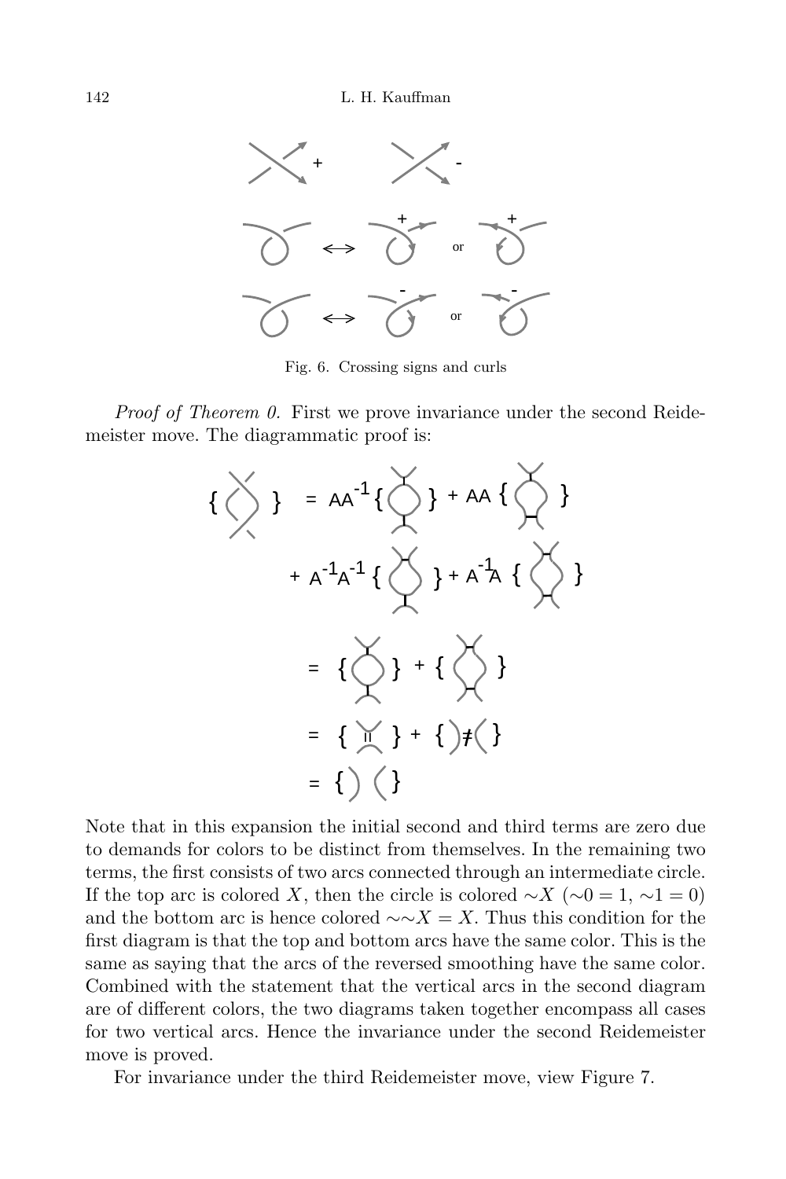Fig. 6. Crossing signs and curls

*Proof of Theorem 0.* First we prove invariance under the second Reidemeister move. The diagrammatic proof is:

Note that in this expansion the initial second and third terms are zero due to demands for colors to be distinct from themselves. In the remaining two terms, the first consists of two arcs connected through an intermediate circle. If the top arc is colored $X$, then the circle is colored $\sim X$ ($\sim 0 = 1$, $\sim 1 = 0$) and the bottom arc is hence colored $\sim\sim X = X$. Thus this condition for the first diagram is that the top and bottom arcs have the same color. This is the same as saying that the arcs of the reversed smoothing have the same color. Combined with the statement that the vertical arcs in the second diagram are of different colors, the two diagrams taken together encompass all cases for two vertical arcs. Hence the invariance under the second Reidemeister move is proved.

For invariance under the third Reidemeister move, view Figure 7.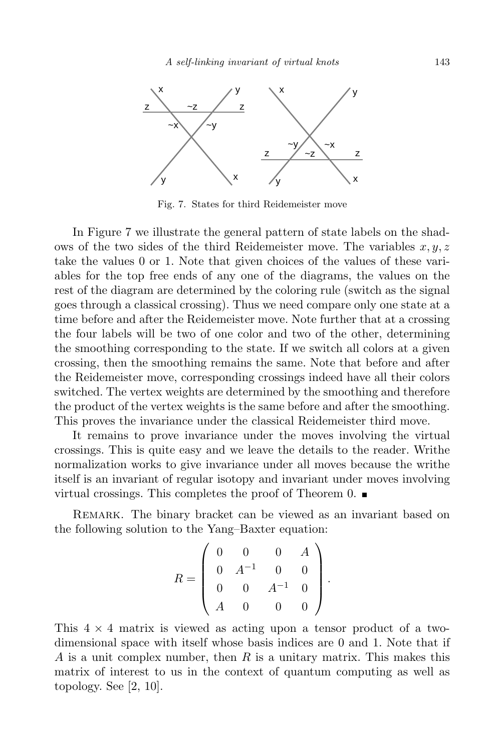Fig. 7. States for third Reidemeister move

In Figure 7 we illustrate the general pattern of state labels on the shadows of the two sides of the third Reidemeister move. The variables $x, y, z$ take the values 0 or 1. Note that given choices of the values of these variables for the top free ends of any one of the diagrams, the values on the rest of the diagram are determined by the coloring rule (switch as the signal goes through a classical crossing). Thus we need compare only one state at a time before and after the Reidemeister move. Note further that at a crossing the four labels will be two of one color and two of the other, determining the smoothing corresponding to the state. If we switch all colors at a given crossing, then the smoothing remains the same. Note that before and after the Reidemeister move, corresponding crossings indeed have all their colors switched. The vertex weights are determined by the smoothing and therefore the product of the vertex weights is the same before and after the smoothing. This proves the invariance under the classical Reidemeister third move.

It remains to prove invariance under the moves involving the virtual crossings. This is quite easy and we leave the details to the reader. Writhe normalization works to give invariance under all moves because the writhe itself is an invariant of regular isotopy and invariant under moves involving virtual crossings. This completes the proof of Theorem 0. ■

Remark. The binary bracket can be viewed as an invariant based on the following solution to the Yang–Baxter equation:

$$R = \begin{pmatrix} 0 & 0 & 0 & A \\ 0 & A^{-1} & 0 & 0 \\ 0 & 0 & A^{-1} & 0 \\ A & 0 & 0 & 0 \end{pmatrix}.$$

This $4 \times 4$ matrix is viewed as acting upon a tensor product of a two-dimensional space with itself whose basis indices are 0 and 1. Note that if $A$ is a unit complex number, then $R$ is a unitary matrix. This makes this matrix of interest to us in the context of quantum computing as well as topology. See [2, 10].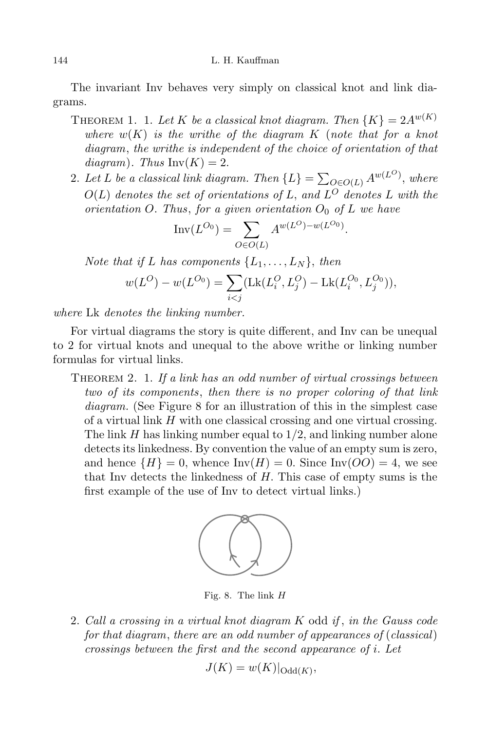The invariant Inv behaves very simply on classical knot and link diagrams.

Theorem 1. 1. *Let $K$ be a classical knot diagram. Then $\{K\} = 2A^{w(K)}$ where $w(K)$ is the writhe of the diagram $K$ (note that for a knot diagram, the writhe is independent of the choice of orientation of that diagram). Thus* $\mathrm{Inv}(K) = 2$.

2. *Let $L$ be a classical link diagram. Then $\{L\} = \sum_{O \in O(L)} A^{w(L^O)}$, where $O(L)$ denotes the set of orientations of $L$, and $L^O$ denotes $L$ with the orientation $O$. Thus, for a given orientation $O_0$ of $L$ we have*

$$\mathrm{Inv}(L^{O_0}) = \sum_{O \in O(L)} A^{w(L^O) - w(L^{O_0})}.$$

*Note that if $L$ has components $\{L_1, \ldots, L_N\}$, then*

$$w(L^O) - w(L^{O_0}) = \sum_{i<j} (\mathrm{Lk}(L_i^O, L_j^O) - \mathrm{Lk}(L_i^{O_0}, L_j^{O_0})),$$

*where* Lk *denotes the linking number.*

For virtual diagrams the story is quite different, and Inv can be unequal to 2 for virtual knots and unequal to the above writhe or linking number formulas for virtual links.

Theorem 2. 1. *If a link has an odd number of virtual crossings between two of its components, then there is no proper coloring of that link diagram.* (See Figure 8 for an illustration of this in the simplest case of a virtual link $H$ with one classical crossing and one virtual crossing. The link $H$ has linking number equal to $1/2$, and linking number alone detects its linkedness. By convention the value of an empty sum is zero, and hence $\{H\} = 0$, whence $\mathrm{Inv}(H) = 0$. Since $\mathrm{Inv}(OO) = 4$, we see that Inv detects the linkedness of $H$. This case of empty sums is the first example of the use of Inv to detect virtual links.)

Fig. 8. The link $H$

2. *Call a crossing in a virtual knot diagram $K$* odd *if, in the Gauss code for that diagram, there are an odd number of appearances of (classical) crossings between the first and the second appearance of $i$. Let*

$$J(K) = w(K)|_{\mathrm{Odd}(K)},$$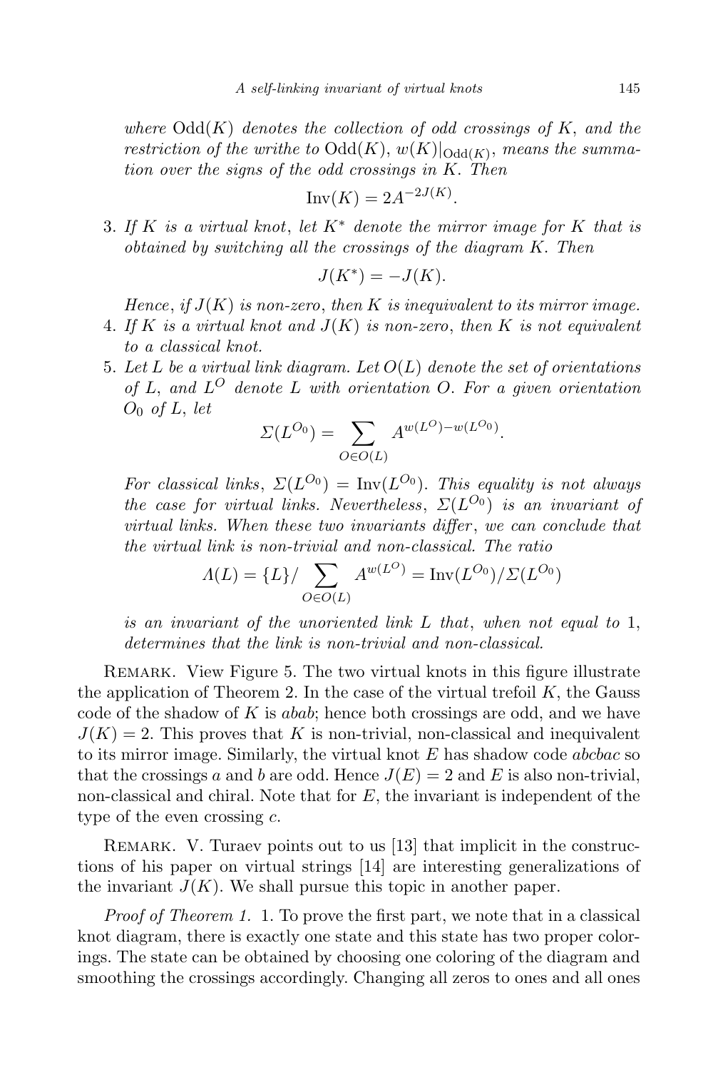*where* $\mathrm{Odd}(K)$ *denotes the collection of odd crossings of* $K$, *and the restriction of the writhe to* $\mathrm{Odd}(K)$, $w(K)|_{\mathrm{Odd}(K)}$, *means the summation over the signs of the odd crossings in* $K$. *Then*

$$\mathrm{Inv}(K) = 2A^{-2J(K)}.$$

3. *If* $K$ *is a virtual knot*, *let* $K^*$ *denote the mirror image for* $K$ *that is obtained by switching all the crossings of the diagram* $K$. *Then*

$$J(K^*) = -J(K).$$

   *Hence*, *if* $J(K)$ *is non-zero*, *then* $K$ *is inequivalent to its mirror image.*

4. *If* $K$ *is a virtual knot and* $J(K)$ *is non-zero*, *then* $K$ *is not equivalent to a classical knot.*

5. *Let* $L$ *be a virtual link diagram. Let* $O(L)$ *denote the set of orientations of* $L$, *and* $L^O$ *denote* $L$ *with orientation* $O$. *For a given orientation* $O_0$ *of* $L$, *let*

$$\Sigma(L^{O_0}) = \sum_{O \in O(L)} A^{w(L^O) - w(L^{O_0})}.$$

   *For classical links*, $\Sigma(L^{O_0}) = \mathrm{Inv}(L^{O_0})$. *This equality is not always the case for virtual links. Nevertheless*, $\Sigma(L^{O_0})$ *is an invariant of virtual links. When these two invariants differ*, *we can conclude that the virtual link is non-trivial and non-classical. The ratio*

$$\Lambda(L) = \{L\} / \sum_{O \in O(L)} A^{w(L^O)} = \mathrm{Inv}(L^{O_0}) / \Sigma(L^{O_0})$$

   *is an invariant of the unoriented link* $L$ *that*, *when not equal to* 1, *determines that the link is non-trivial and non-classical.*

Remark. View Figure 5. The two virtual knots in this figure illustrate the application of Theorem 2. In the case of the virtual trefoil $K$, the Gauss code of the shadow of $K$ is *abab*; hence both crossings are odd, and we have $J(K) = 2$. This proves that $K$ is non-trivial, non-classical and inequivalent to its mirror image. Similarly, the virtual knot $E$ has shadow code *abcbac* so that the crossings $a$ and $b$ are odd. Hence $J(E) = 2$ and $E$ is also non-trivial, non-classical and chiral. Note that for $E$, the invariant is independent of the type of the even crossing $c$.

Remark. V. Turaev points out to us [13] that implicit in the constructions of his paper on virtual strings [14] are interesting generalizations of the invariant $J(K)$. We shall pursue this topic in another paper.

*Proof of Theorem 1.* 1. To prove the first part, we note that in a classical knot diagram, there is exactly one state and this state has two proper colorings. The state can be obtained by choosing one coloring of the diagram and smoothing the crossings accordingly. Changing all zeros to ones and all ones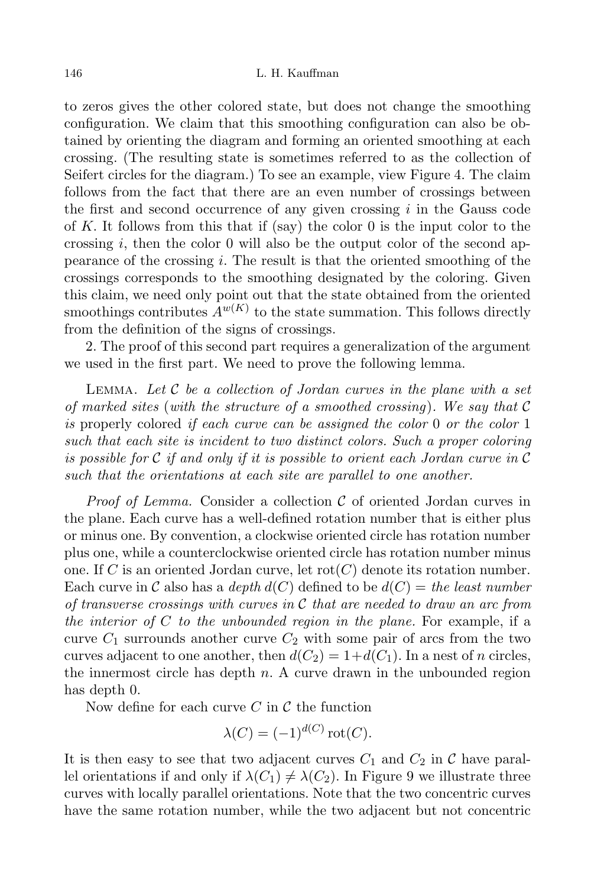to zeros gives the other colored state, but does not change the smoothing configuration. We claim that this smoothing configuration can also be obtained by orienting the diagram and forming an oriented smoothing at each crossing. (The resulting state is sometimes referred to as the collection of Seifert circles for the diagram.) To see an example, view Figure 4. The claim follows from the fact that there are an even number of crossings between the first and second occurrence of any given crossing $i$ in the Gauss code of $K$. It follows from this that if (say) the color 0 is the input color to the crossing $i$, then the color 0 will also be the output color of the second appearance of the crossing $i$. The result is that the oriented smoothing of the crossings corresponds to the smoothing designated by the coloring. Given this claim, we need only point out that the state obtained from the oriented smoothings contributes $A^{w(K)}$ to the state summation. This follows directly from the definition of the signs of crossings.

2. The proof of this second part requires a generalization of the argument we used in the first part. We need to prove the following lemma.

Lemma. *Let $\mathcal{C}$ be a collection of Jordan curves in the plane with a set of marked sites* (*with the structure of a smoothed crossing*). *We say that $\mathcal{C}$ is* properly colored *if each curve can be assigned the color* 0 *or the color* 1 *such that each site is incident to two distinct colors. Such a proper coloring is possible for $\mathcal{C}$ if and only if it is possible to orient each Jordan curve in $\mathcal{C}$ such that the orientations at each site are parallel to one another.*

*Proof of Lemma.* Consider a collection $\mathcal{C}$ of oriented Jordan curves in the plane. Each curve has a well-defined rotation number that is either plus or minus one. By convention, a clockwise oriented circle has rotation number plus one, while a counterclockwise oriented circle has rotation number minus one. If $C$ is an oriented Jordan curve, let $\mathrm{rot}(C)$ denote its rotation number. Each curve in $\mathcal{C}$ also has a *depth* $d(C)$ defined to be $d(C) =$ *the least number of transverse crossings with curves in $\mathcal{C}$ that are needed to draw an arc from the interior of $C$ to the unbounded region in the plane.* For example, if a curve $C_1$ surrounds another curve $C_2$ with some pair of arcs from the two curves adjacent to one another, then $d(C_2) = 1 + d(C_1)$. In a nest of $n$ circles, the innermost circle has depth $n$. A curve drawn in the unbounded region has depth 0.

Now define for each curve $C$ in $\mathcal{C}$ the function

$$\lambda(C) = (-1)^{d(C)} \mathrm{rot}(C).$$

It is then easy to see that two adjacent curves $C_1$ and $C_2$ in $\mathcal{C}$ have parallel orientations if and only if $\lambda(C_1) \neq \lambda(C_2)$. In Figure 9 we illustrate three curves with locally parallel orientations. Note that the two concentric curves have the same rotation number, while the two adjacent but not concentric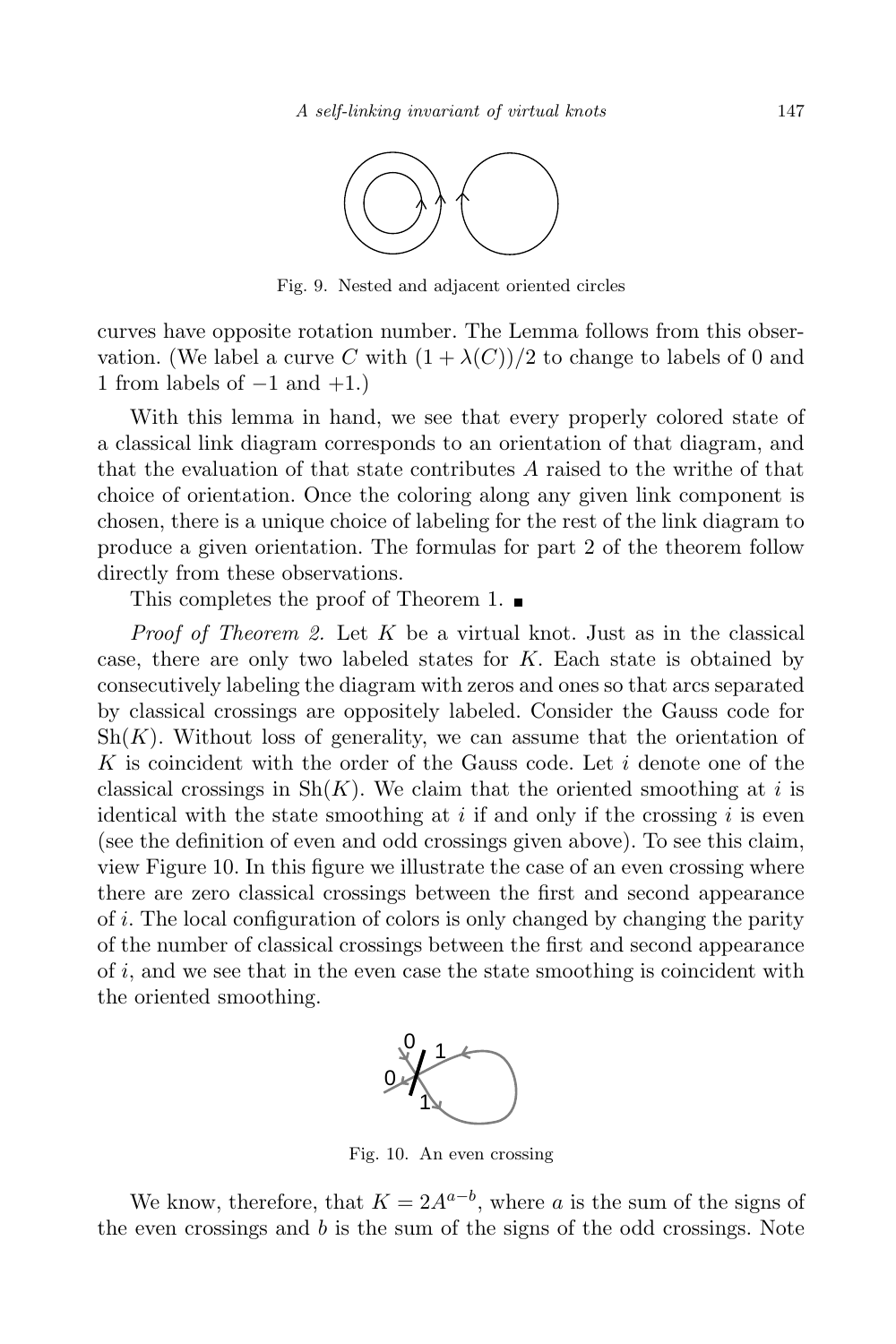Fig. 9. Nested and adjacent oriented circles

curves have opposite rotation number. The Lemma follows from this observation. (We label a curve $C$ with $(1 + \lambda(C))/2$ to change to labels of 0 and 1 from labels of $-1$ and $+1$.)

With this lemma in hand, we see that every properly colored state of a classical link diagram corresponds to an orientation of that diagram, and that the evaluation of that state contributes $A$ raised to the writhe of that choice of orientation. Once the coloring along any given link component is chosen, there is a unique choice of labeling for the rest of the link diagram to produce a given orientation. The formulas for part 2 of the theorem follow directly from these observations.

This completes the proof of Theorem 1. ∎

*Proof of Theorem 2.* Let $K$ be a virtual knot. Just as in the classical case, there are only two labeled states for $K$. Each state is obtained by consecutively labeling the diagram with zeros and ones so that arcs separated by classical crossings are oppositely labeled. Consider the Gauss code for $\mathrm{Sh}(K)$. Without loss of generality, we can assume that the orientation of $K$ is coincident with the order of the Gauss code. Let $i$ denote one of the classical crossings in $\mathrm{Sh}(K)$. We claim that the oriented smoothing at $i$ is identical with the state smoothing at $i$ if and only if the crossing $i$ is even (see the definition of even and odd crossings given above). To see this claim, view Figure 10. In this figure we illustrate the case of an even crossing where there are zero classical crossings between the first and second appearance of $i$. The local configuration of colors is only changed by changing the parity of the number of classical crossings between the first and second appearance of $i$, and we see that in the even case the state smoothing is coincident with the oriented smoothing.

Fig. 10. An even crossing

We know, therefore, that $K = 2A^{a-b}$, where $a$ is the sum of the signs of the even crossings and $b$ is the sum of the signs of the odd crossings. Note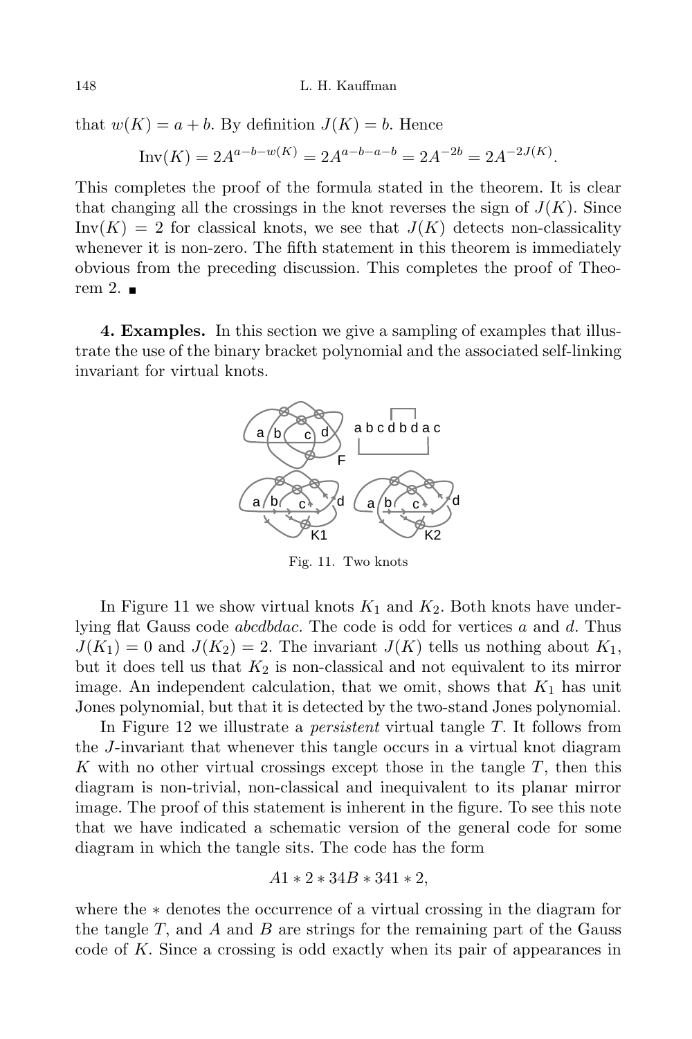that $w(K) = a + b$. By definition $J(K) = b$. Hence

$$\mathrm{Inv}(K) = 2A^{a-b-w(K)} = 2A^{a-b-a-b} = 2A^{-2b} = 2A^{-2J(K)}.$$

This completes the proof of the formula stated in the theorem. It is clear that changing all the crossings in the knot reverses the sign of $J(K)$. Since $\mathrm{Inv}(K) = 2$ for classical knots, we see that $J(K)$ detects non-classicality whenever it is non-zero. The fifth statement in this theorem is immediately obvious from the preceding discussion. This completes the proof of Theorem 2. ∎

**4. Examples.** In this section we give a sampling of examples that illustrate the use of the binary bracket polynomial and the associated self-linking invariant for virtual knots.

Fig. 11. Two knots

In Figure 11 we show virtual knots $K_1$ and $K_2$. Both knots have underlying flat Gauss code *abcdbdac*. The code is odd for vertices $a$ and $d$. Thus $J(K_1) = 0$ and $J(K_2) = 2$. The invariant $J(K)$ tells us nothing about $K_1$, but it does tell us that $K_2$ is non-classical and not equivalent to its mirror image. An independent calculation, that we omit, shows that $K_1$ has unit Jones polynomial, but that it is detected by the two-stand Jones polynomial.

In Figure 12 we illustrate a *persistent* virtual tangle $T$. It follows from the $J$-invariant that whenever this tangle occurs in a virtual knot diagram $K$ with no other virtual crossings except those in the tangle $T$, then this diagram is non-trivial, non-classical and inequivalent to its planar mirror image. The proof of this statement is inherent in the figure. To see this note that we have indicated a schematic version of the general code for some diagram in which the tangle sits. The code has the form

$$A1 * 2 * 34B * 341 * 2,$$

where the $*$ denotes the occurrence of a virtual crossing in the diagram for the tangle $T$, and $A$ and $B$ are strings for the remaining part of the Gauss code of $K$. Since a crossing is odd exactly when its pair of appearances in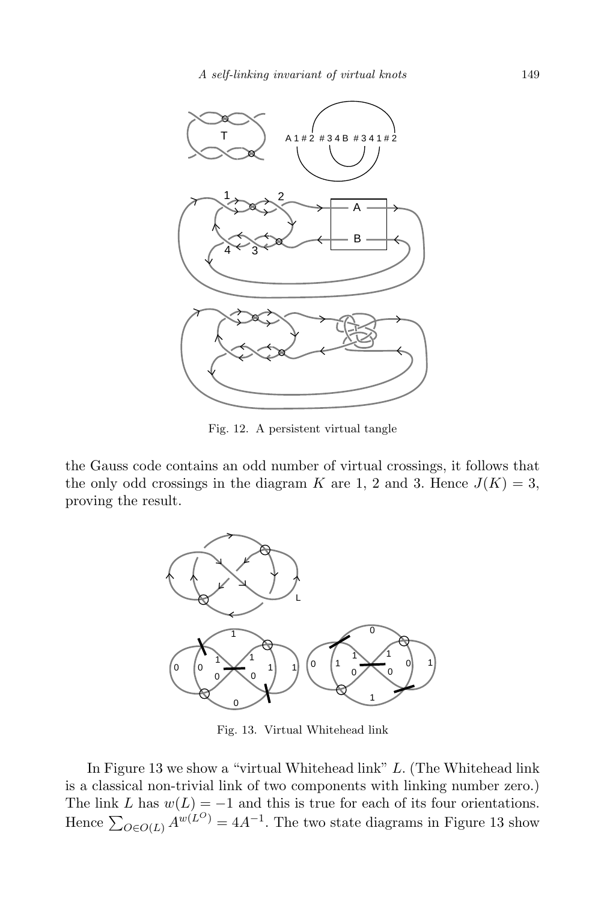Fig. 12. A persistent virtual tangle

the Gauss code contains an odd number of virtual crossings, it follows that the only odd crossings in the diagram $K$ are 1, 2 and 3. Hence $J(K) = 3$, proving the result.

Fig. 13. Virtual Whitehead link

In Figure 13 we show a "virtual Whitehead link" $L$. (The Whitehead link is a classical non-trivial link of two components with linking number zero.) The link $L$ has $w(L) = -1$ and this is true for each of its four orientations. Hence $\sum_{O \in O(L)} A^{w(L^O)} = 4A^{-1}$. The two state diagrams in Figure 13 show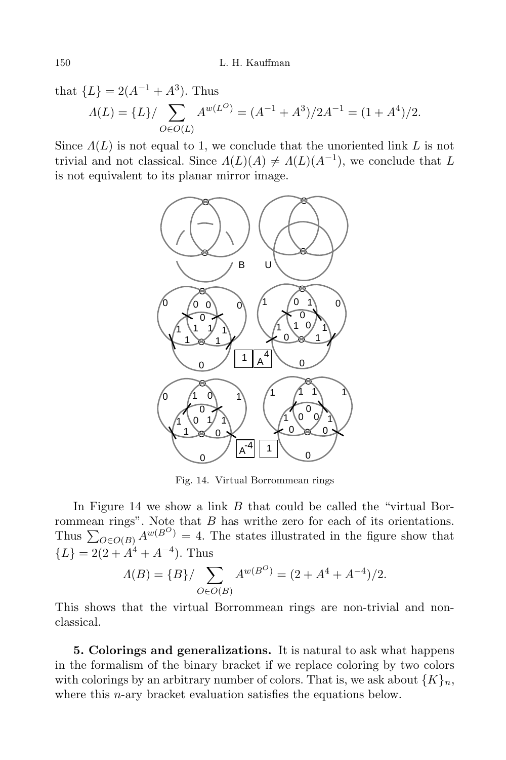that $\{L\} = 2(A^{-1} + A^3)$. Thus

$$\Lambda(L) = \{L\} / \sum_{O \in O(L)} A^{w(L^O)} = (A^{-1} + A^3)/2A^{-1} = (1 + A^4)/2.$$

Since $\Lambda(L)$ is not equal to 1, we conclude that the unoriented link $L$ is not trivial and not classical. Since $\Lambda(L)(A) \neq \Lambda(L)(A^{-1})$, we conclude that $L$ is not equivalent to its planar mirror image.

Fig. 14. Virtual Borrommean rings

In Figure 14 we show a link $B$ that could be called the "virtual Borrommean rings". Note that $B$ has writhe zero for each of its orientations. Thus $\sum_{O \in O(B)} A^{w(B^O)} = 4$. The states illustrated in the figure show that $\{L\} = 2(2 + A^4 + A^{-4})$. Thus

$$\Lambda(B) = \{B\} / \sum_{O \in O(B)} A^{w(B^O)} = (2 + A^4 + A^{-4})/2.$$

This shows that the virtual Borrommean rings are non-trivial and non-classical.

**5. Colorings and generalizations.** It is natural to ask what happens in the formalism of the binary bracket if we replace coloring by two colors with colorings by an arbitrary number of colors. That is, we ask about $\{K\}_n$, where this $n$-ary bracket evaluation satisfies the equations below.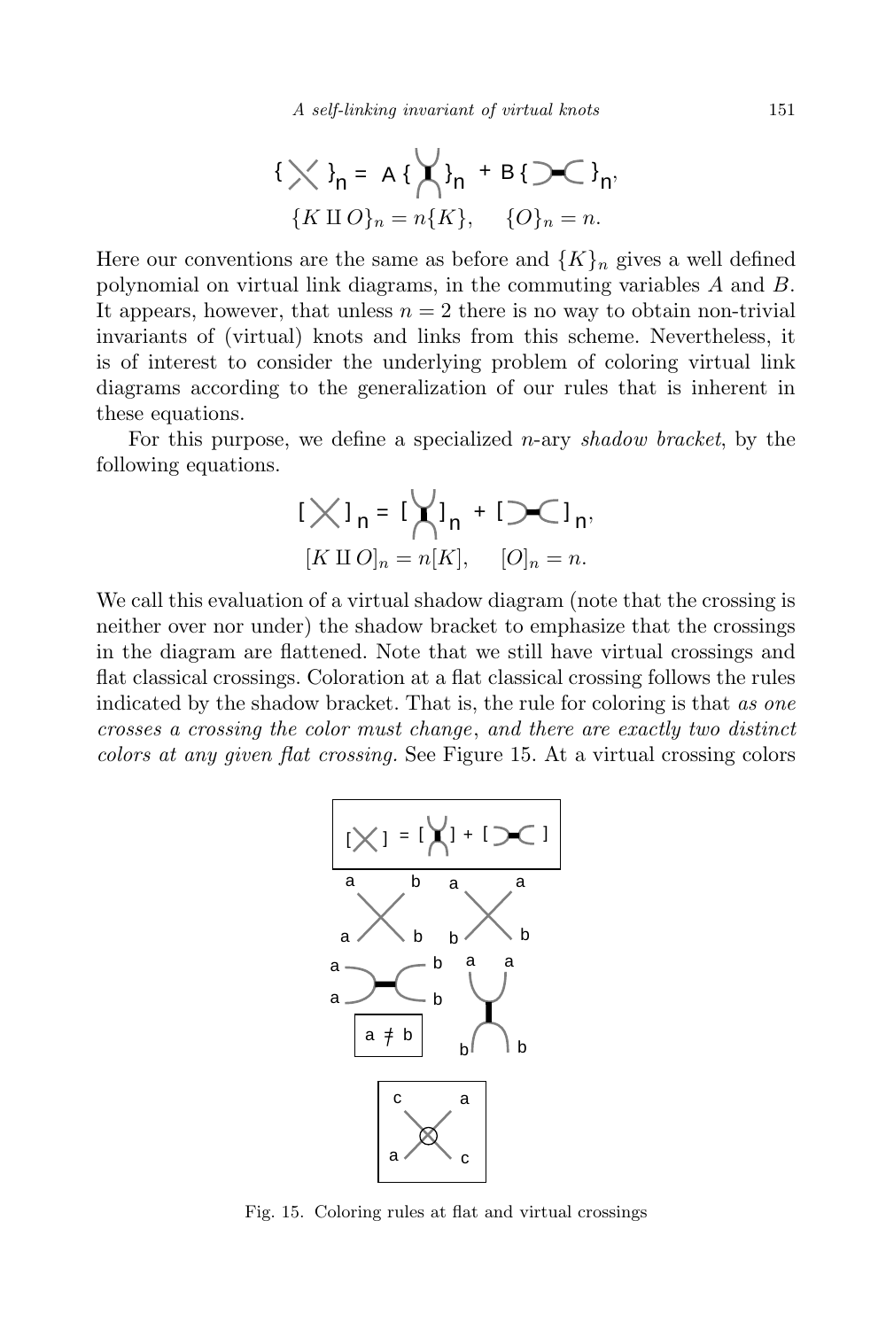$$\{ \times \}_n = A\{ \asymp \}_n + B\{ \supset\!\!-\!\!\subset \}_n,$$

$$\{K \amalg O\}_n = n\{K\}, \quad \{O\}_n = n.$$

Here our conventions are the same as before and $\{K\}_n$ gives a well defined polynomial on virtual link diagrams, in the commuting variables $A$ and $B$. It appears, however, that unless $n = 2$ there is no way to obtain non-trivial invariants of (virtual) knots and links from this scheme. Nevertheless, it is of interest to consider the underlying problem of coloring virtual link diagrams according to the generalization of our rules that is inherent in these equations.

For this purpose, we define a specialized $n$-ary *shadow bracket*, by the following equations.

$$[ \times ]_n = [ \asymp ]_n + [ \supset\!\!-\!\!\subset ]_n,$$

$$[K \amalg O]_n = n[K], \quad [O]_n = n.$$

We call this evaluation of a virtual shadow diagram (note that the crossing is neither over nor under) the shadow bracket to emphasize that the crossings in the diagram are flattened. Note that we still have virtual crossings and flat classical crossings. Coloration at a flat classical crossing follows the rules indicated by the shadow bracket. That is, the rule for coloring is that *as one crosses a crossing the color must change, and there are exactly two distinct colors at any given flat crossing.* See Figure 15. At a virtual crossing colors

Fig. 15. Coloring rules at flat and virtual crossings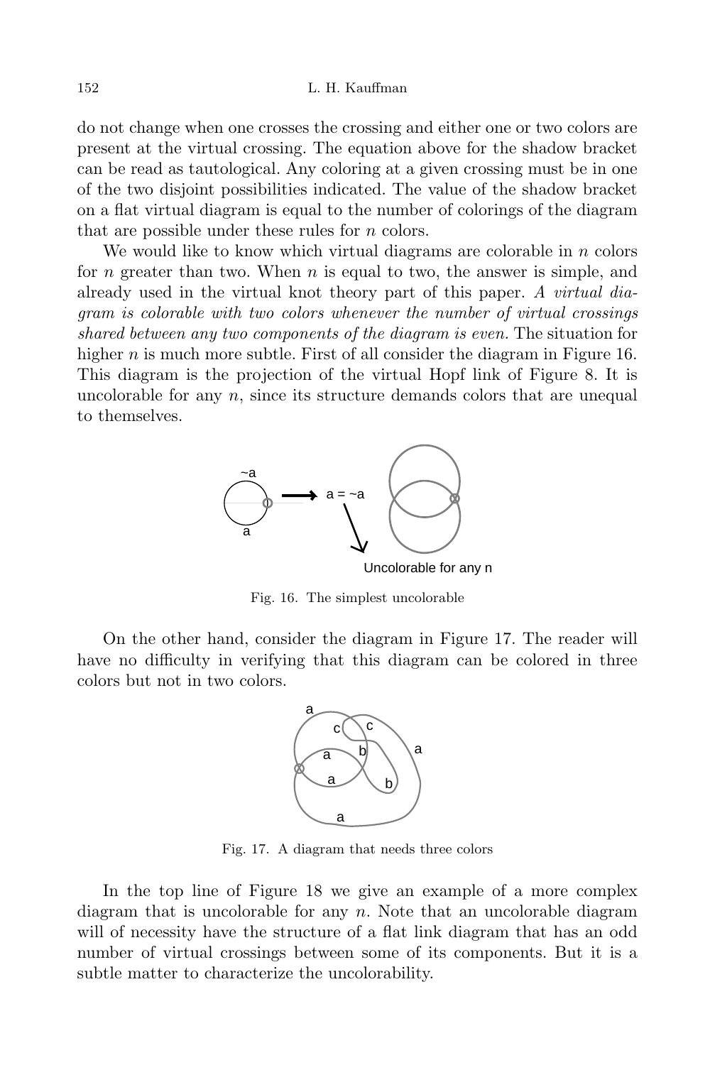do not change when one crosses the crossing and either one or two colors are present at the virtual crossing. The equation above for the shadow bracket can be read as tautological. Any coloring at a given crossing must be in one of the two disjoint possibilities indicated. The value of the shadow bracket on a flat virtual diagram is equal to the number of colorings of the diagram that are possible under these rules for $n$ colors.

We would like to know which virtual diagrams are colorable in $n$ colors for $n$ greater than two. When $n$ is equal to two, the answer is simple, and already used in the virtual knot theory part of this paper. *A virtual diagram is colorable with two colors whenever the number of virtual crossings shared between any two components of the diagram is even.* The situation for higher $n$ is much more subtle. First of all consider the diagram in Figure 16. This diagram is the projection of the virtual Hopf link of Figure 8. It is uncolorable for any $n$, since its structure demands colors that are unequal to themselves.

Fig. 16. The simplest uncolorable

On the other hand, consider the diagram in Figure 17. The reader will have no difficulty in verifying that this diagram can be colored in three colors but not in two colors.

Fig. 17. A diagram that needs three colors

In the top line of Figure 18 we give an example of a more complex diagram that is uncolorable for any $n$. Note that an uncolorable diagram will of necessity have the structure of a flat link diagram that has an odd number of virtual crossings between some of its components. But it is a subtle matter to characterize the uncolorability.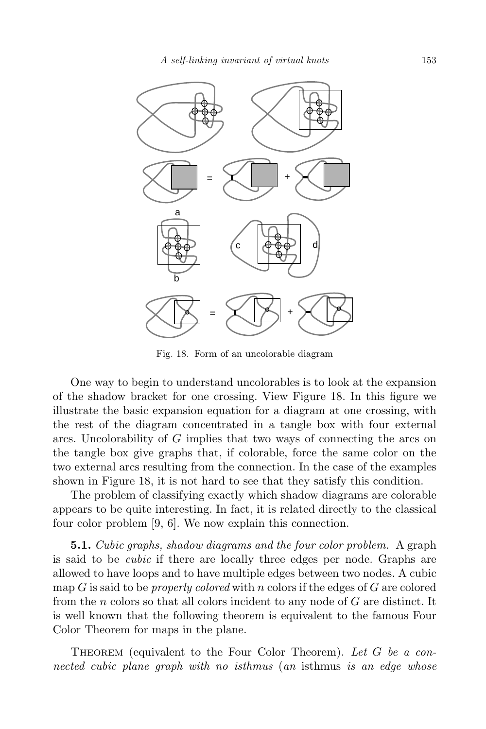Fig. 18. Form of an uncolorable diagram

One way to begin to understand uncolorables is to look at the expansion of the shadow bracket for one crossing. View Figure 18. In this figure we illustrate the basic expansion equation for a diagram at one crossing, with the rest of the diagram concentrated in a tangle box with four external arcs. Uncolorability of $G$ implies that two ways of connecting the arcs on the tangle box give graphs that, if colorable, force the same color on the two external arcs resulting from the connection. In the case of the examples shown in Figure 18, it is not hard to see that they satisfy this condition.

The problem of classifying exactly which shadow diagrams are colorable appears to be quite interesting. In fact, it is related directly to the classical four color problem [9, 6]. We now explain this connection.

**5.1.** *Cubic graphs, shadow diagrams and the four color problem.* A graph is said to be *cubic* if there are locally three edges per node. Graphs are allowed to have loops and to have multiple edges between two nodes. A cubic map $G$ is said to be *properly colored* with $n$ colors if the edges of $G$ are colored from the $n$ colors so that all colors incident to any node of $G$ are distinct. It is well known that the following theorem is equivalent to the famous Four Color Theorem for maps in the plane.

Theorem (equivalent to the Four Color Theorem). *Let $G$ be a connected cubic plane graph with no isthmus* (*an* isthmus *is an edge whose*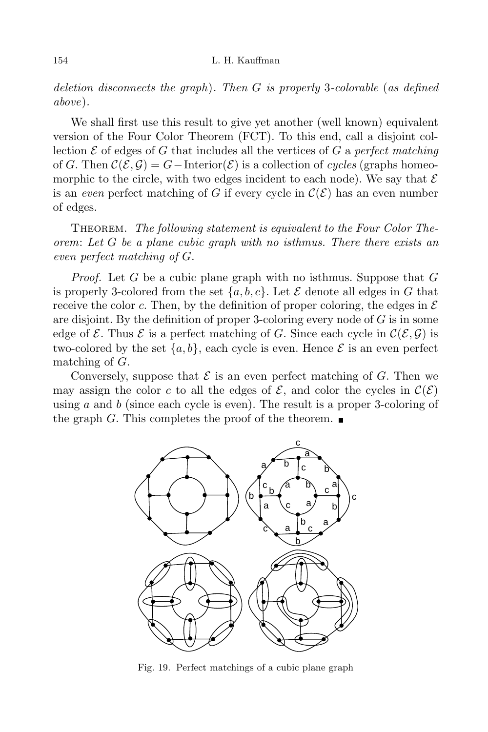*deletion disconnects the graph*). *Then $G$ is properly* 3-*colorable* (*as defined above*).

We shall first use this result to give yet another (well known) equivalent version of the Four Color Theorem (FCT). To this end, call a disjoint collection $\mathcal{E}$ of edges of $G$ that includes all the vertices of $G$ a *perfect matching* of $G$. Then $\mathcal{C}(\mathcal{E}, \mathcal{G}) = G - \text{Interior}(\mathcal{E})$ is a collection of *cycles* (graphs homeomorphic to the circle, with two edges incident to each node). We say that $\mathcal{E}$ is an *even* perfect matching of $G$ if every cycle in $\mathcal{C}(\mathcal{E})$ has an even number of edges.

Theorem. *The following statement is equivalent to the Four Color Theorem*: *Let $G$ be a plane cubic graph with no isthmus. There there exists an even perfect matching of $G$.*

*Proof.* Let $G$ be a cubic plane graph with no isthmus. Suppose that $G$ is properly 3-colored from the set $\{a, b, c\}$. Let $\mathcal{E}$ denote all edges in $G$ that receive the color $c$. Then, by the definition of proper coloring, the edges in $\mathcal{E}$ are disjoint. By the definition of proper 3-coloring every node of $G$ is in some edge of $\mathcal{E}$. Thus $\mathcal{E}$ is a perfect matching of $G$. Since each cycle in $\mathcal{C}(\mathcal{E}, \mathcal{G})$ is two-colored by the set $\{a, b\}$, each cycle is even. Hence $\mathcal{E}$ is an even perfect matching of $G$.

Conversely, suppose that $\mathcal{E}$ is an even perfect matching of $G$. Then we may assign the color $c$ to all the edges of $\mathcal{E}$, and color the cycles in $\mathcal{C}(\mathcal{E})$ using $a$ and $b$ (since each cycle is even). The result is a proper 3-coloring of the graph $G$. This completes the proof of the theorem. ∎

Fig. 19. Perfect matchings of a cubic plane graph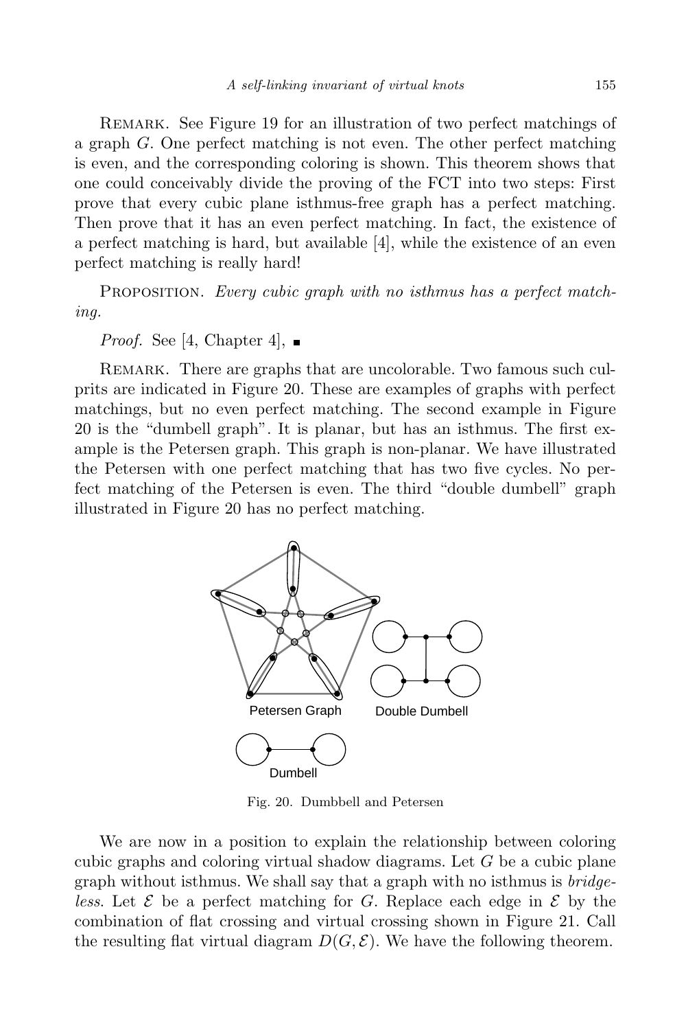REMARK. See Figure 19 for an illustration of two perfect matchings of a graph $G$. One perfect matching is not even. The other perfect matching is even, and the corresponding coloring is shown. This theorem shows that one could conceivably divide the proving of the FCT into two steps: First prove that every cubic plane isthmus-free graph has a perfect matching. Then prove that it has an even perfect matching. In fact, the existence of a perfect matching is hard, but available [4], while the existence of an even perfect matching is really hard!

PROPOSITION. *Every cubic graph with no isthmus has a perfect matching.*

*Proof.* See [4, Chapter 4], ∎

REMARK. There are graphs that are uncolorable. Two famous such culprits are indicated in Figure 20. These are examples of graphs with perfect matchings, but no even perfect matching. The second example in Figure 20 is the "dumbell graph". It is planar, but has an isthmus. The first example is the Petersen graph. This graph is non-planar. We have illustrated the Petersen with one perfect matching that has two five cycles. No perfect matching of the Petersen is even. The third "double dumbell" graph illustrated in Figure 20 has no perfect matching.

Fig. 20. Dumbbell and Petersen

We are now in a position to explain the relationship between coloring cubic graphs and coloring virtual shadow diagrams. Let $G$ be a cubic plane graph without isthmus. We shall say that a graph with no isthmus is *bridgeless*. Let $\mathcal{E}$ be a perfect matching for $G$. Replace each edge in $\mathcal{E}$ by the combination of flat crossing and virtual crossing shown in Figure 21. Call the resulting flat virtual diagram $D(G, \mathcal{E})$. We have the following theorem.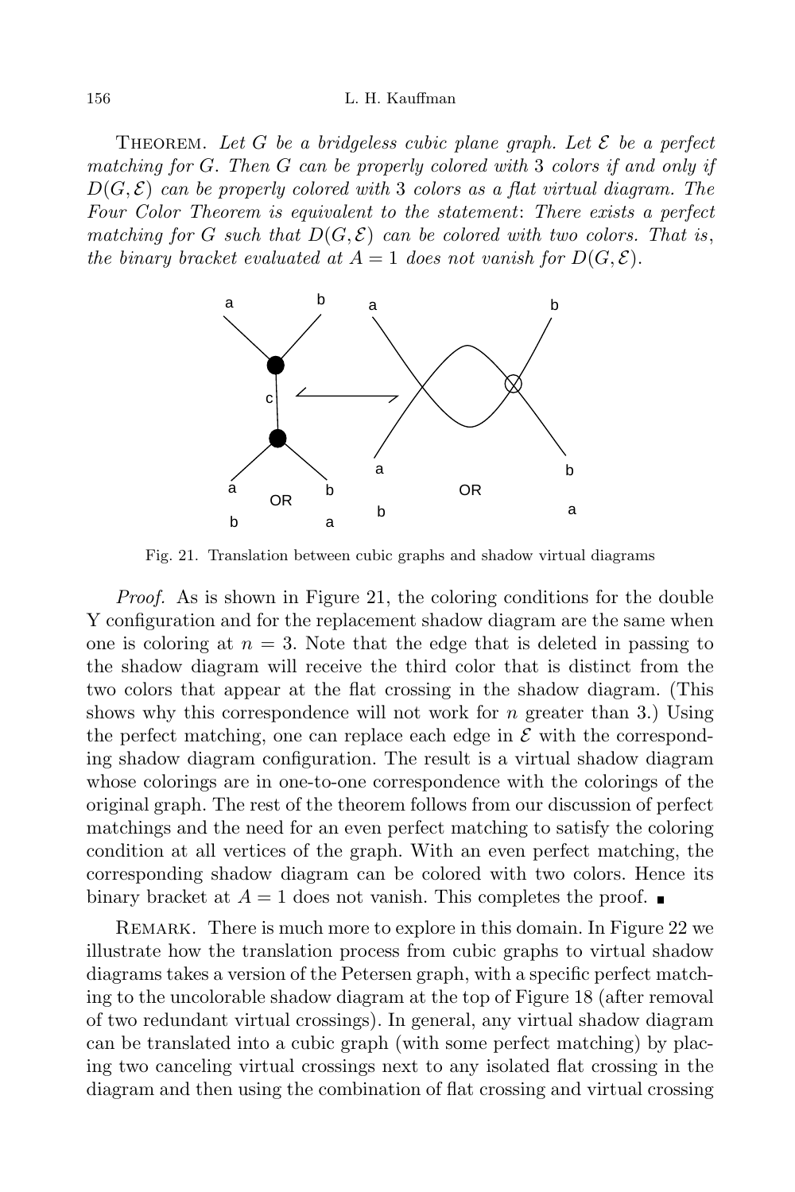THEOREM. *Let $G$ be a bridgeless cubic plane graph. Let $\mathcal{E}$ be a perfect matching for $G$. Then $G$ can be properly colored with 3 colors if and only if $D(G,\mathcal{E})$ can be properly colored with 3 colors as a flat virtual diagram. The Four Color Theorem is equivalent to the statement: There exists a perfect matching for $G$ such that $D(G,\mathcal{E})$ can be colored with two colors. That is, the binary bracket evaluated at $A = 1$ does not vanish for $D(G,\mathcal{E})$.*

Fig. 21. Translation between cubic graphs and shadow virtual diagrams

*Proof.* As is shown in Figure 21, the coloring conditions for the double Y configuration and for the replacement shadow diagram are the same when one is coloring at $n = 3$. Note that the edge that is deleted in passing to the shadow diagram will receive the third color that is distinct from the two colors that appear at the flat crossing in the shadow diagram. (This shows why this correspondence will not work for $n$ greater than 3.) Using the perfect matching, one can replace each edge in $\mathcal{E}$ with the corresponding shadow diagram configuration. The result is a virtual shadow diagram whose colorings are in one-to-one correspondence with the colorings of the original graph. The rest of the theorem follows from our discussion of perfect matchings and the need for an even perfect matching to satisfy the coloring condition at all vertices of the graph. With an even perfect matching, the corresponding shadow diagram can be colored with two colors. Hence its binary bracket at $A = 1$ does not vanish. This completes the proof. ∎

REMARK. There is much more to explore in this domain. In Figure 22 we illustrate how the translation process from cubic graphs to virtual shadow diagrams takes a version of the Petersen graph, with a specific perfect matching to the uncolorable shadow diagram at the top of Figure 18 (after removal of two redundant virtual crossings). In general, any virtual shadow diagram can be translated into a cubic graph (with some perfect matching) by placing two canceling virtual crossings next to any isolated flat crossing in the diagram and then using the combination of flat crossing and virtual crossing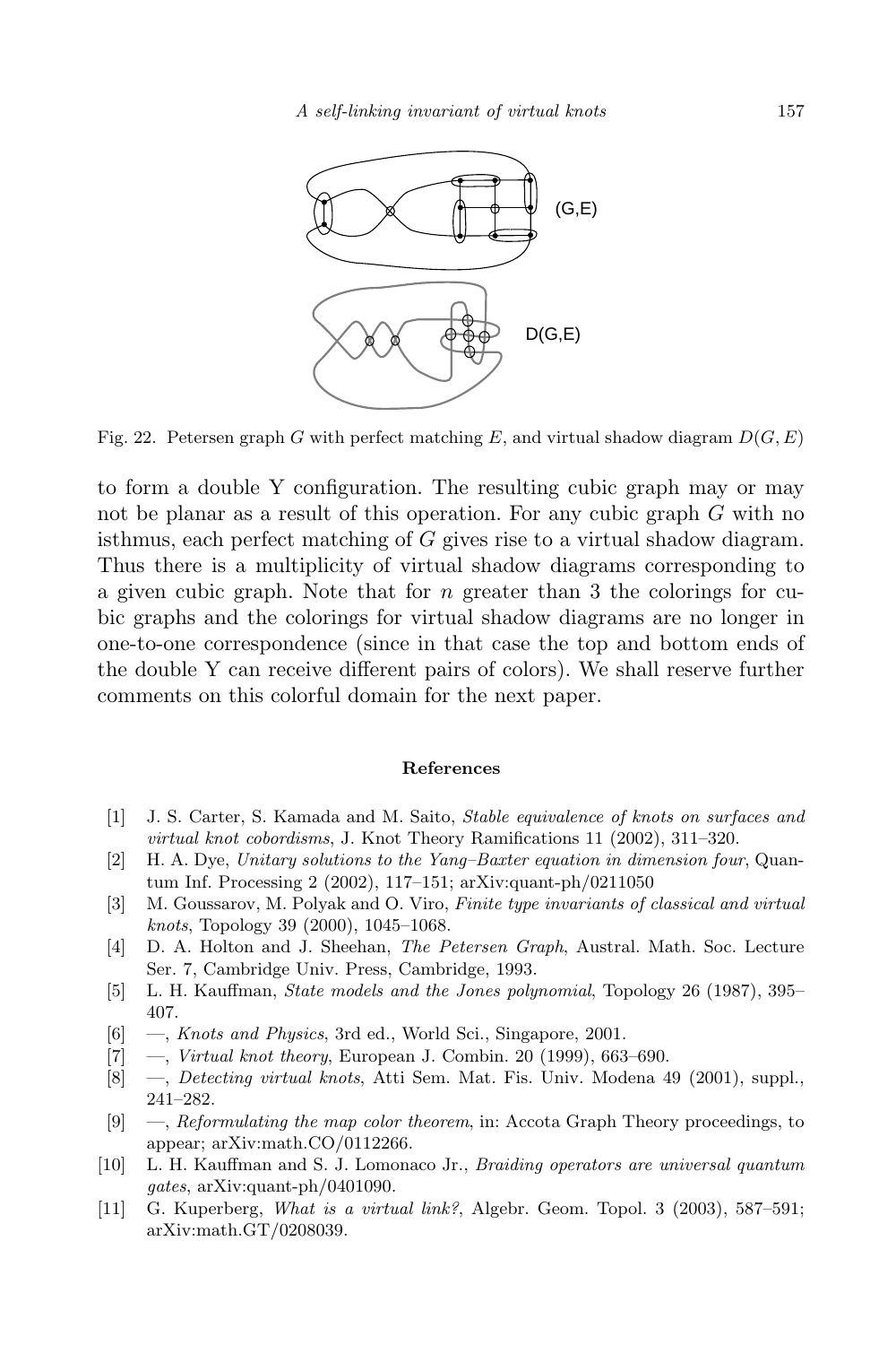Fig. 22. Petersen graph $G$ with perfect matching $E$, and virtual shadow diagram $D(G, E)$

to form a double Y configuration. The resulting cubic graph may or may not be planar as a result of this operation. For any cubic graph $G$ with no isthmus, each perfect matching of $G$ gives rise to a virtual shadow diagram. Thus there is a multiplicity of virtual shadow diagrams corresponding to a given cubic graph. Note that for $n$ greater than 3 the colorings for cubic graphs and the colorings for virtual shadow diagrams are no longer in one-to-one correspondence (since in that case the top and bottom ends of the double Y can receive different pairs of colors). We shall reserve further comments on this colorful domain for the next paper.

## References

[1] J. S. Carter, S. Kamada and M. Saito, *Stable equivalence of knots on surfaces and virtual knot cobordisms*, J. Knot Theory Ramifications 11 (2002), 311–320.

[2] H. A. Dye, *Unitary solutions to the Yang–Baxter equation in dimension four*, Quantum Inf. Processing 2 (2002), 117–151; arXiv:quant-ph/0211050

[3] M. Goussarov, M. Polyak and O. Viro, *Finite type invariants of classical and virtual knots*, Topology 39 (2000), 1045–1068.

[4] D. A. Holton and J. Sheehan, *The Petersen Graph*, Austral. Math. Soc. Lecture Ser. 7, Cambridge Univ. Press, Cambridge, 1993.

[5] L. H. Kauffman, *State models and the Jones polynomial*, Topology 26 (1987), 395–407.

[6] —, *Knots and Physics*, 3rd ed., World Sci., Singapore, 2001.

[7] —, *Virtual knot theory*, European J. Combin. 20 (1999), 663–690.

[8] —, *Detecting virtual knots*, Atti Sem. Mat. Fis. Univ. Modena 49 (2001), suppl., 241–282.

[9] —, *Reformulating the map color theorem*, in: Accota Graph Theory proceedings, to appear; arXiv:math.CO/0112266.

[10] L. H. Kauffman and S. J. Lomonaco Jr., *Braiding operators are universal quantum gates*, arXiv:quant-ph/0401090.

[11] G. Kuperberg, *What is a virtual link?*, Algebr. Geom. Topol. 3 (2003), 587–591; arXiv:math.GT/0208039.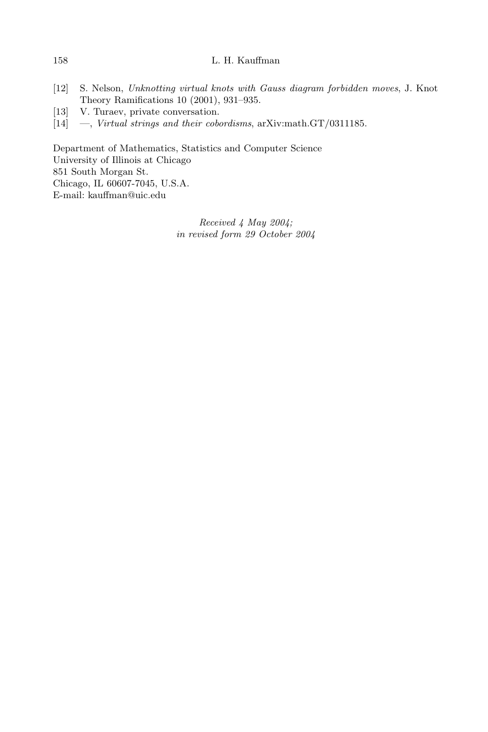[12] S. Nelson, *Unknotting virtual knots with Gauss diagram forbidden moves*, J. Knot Theory Ramifications 10 (2001), 931–935.

[13] V. Turaev, private conversation.

[14] —, *Virtual strings and their cobordisms*, arXiv:math.GT/0311185.

Department of Mathematics, Statistics and Computer Science
University of Illinois at Chicago
851 South Morgan St.
Chicago, IL 60607-7045, U.S.A.
E-mail: kauffman@uic.edu

*Received 4 May 2004;*
*in revised form 29 October 2004*